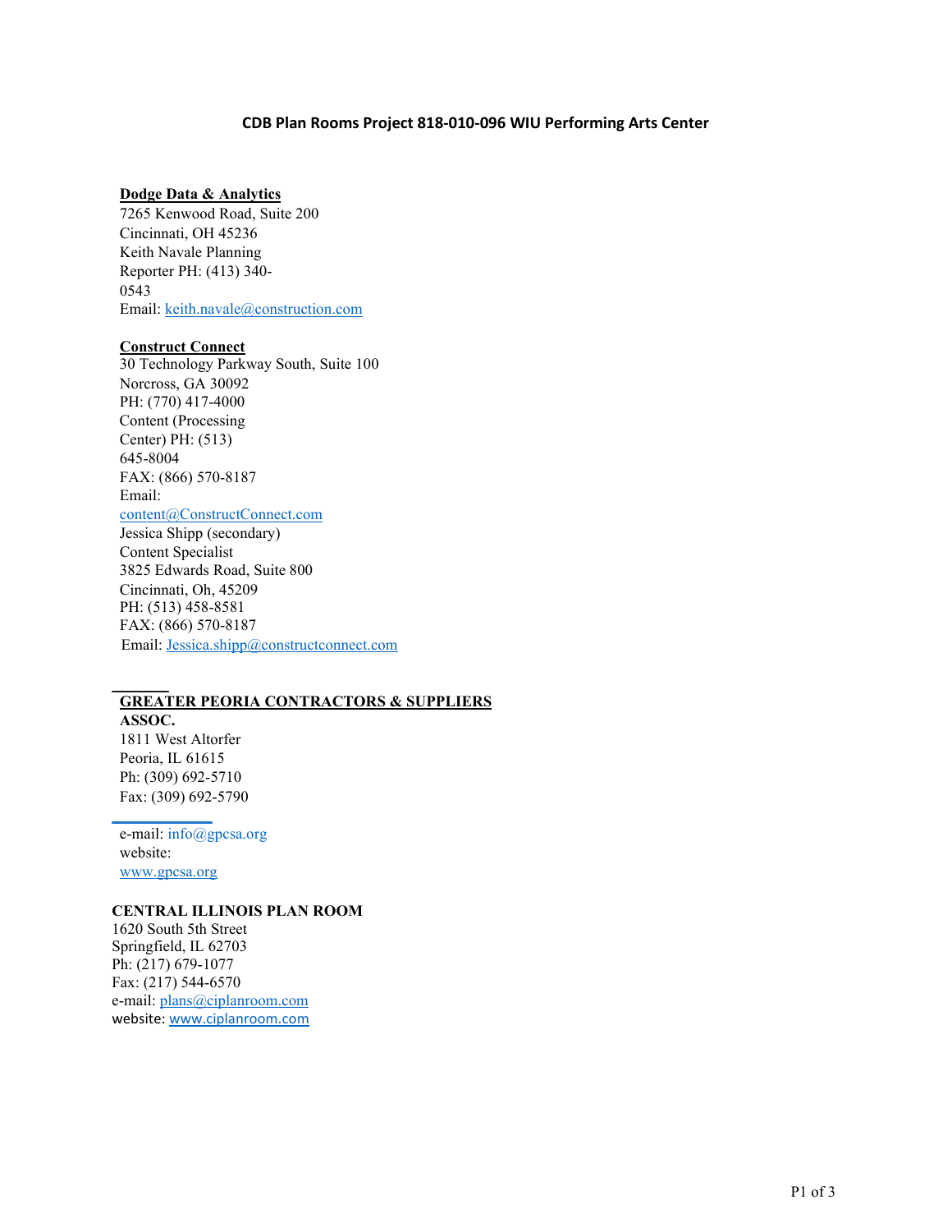# CDB Plan Rooms Project 818-010-096 WIU Performing Arts Center

**Dodge Data & Analytics**
7265 Kenwood Road, Suite 200
Cincinnati, OH 45236
Keith Navale Planning
Reporter PH: (413) 340-0543
Email: keith.navale@construction.com

**Construct Connect**
30 Technology Parkway South, Suite 100
Norcross, GA 30092
PH: (770) 417-4000
Content (Processing Center) PH: (513) 645-8004
FAX: (866) 570-8187
Email:
content@ConstructConnect.com
Jessica Shipp (secondary)
Content Specialist
3825 Edwards Road, Suite 800
Cincinnati, Oh, 45209
PH: (513) 458-8581
FAX: (866) 570-8187
Email: Jessica.shipp@constructconnect.com

**GREATER PEORIA CONTRACTORS & SUPPLIERS ASSOC.**
1811 West Altorfer
Peoria, IL 61615
Ph: (309) 692-5710
Fax: (309) 692-5790

e-mail: info@gpcsa.org
website:
www.gpcsa.org

**CENTRAL ILLINOIS PLAN ROOM**
1620 South 5th Street
Springfield, IL 62703
Ph: (217) 679-1077
Fax: (217) 544-6570
e-mail: plans@ciplanroom.com
website: www.ciplanroom.com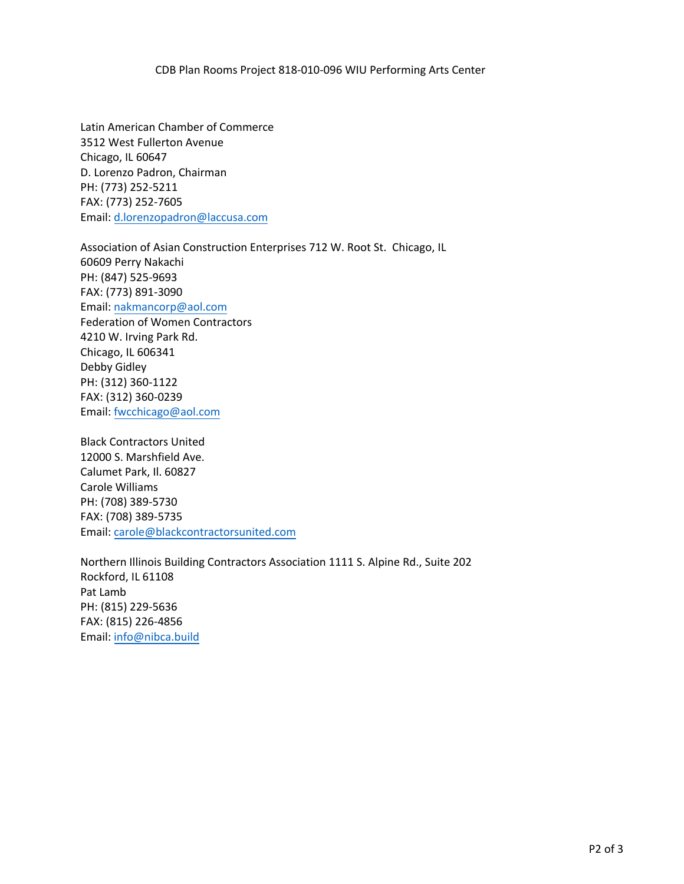CDB Plan Rooms Project 818-010-096 WIU Performing Arts Center

Latin American Chamber of Commerce
3512 West Fullerton Avenue
Chicago, IL 60647
D. Lorenzo Padron, Chairman
PH: (773) 252-5211
FAX: (773) 252-7605
Email: d.lorenzopadron@laccusa.com

Association of Asian Construction Enterprises 712 W. Root St. Chicago, IL 60609 Perry Nakachi
PH: (847) 525-9693
FAX: (773) 891-3090
Email: nakmancorp@aol.com
Federation of Women Contractors
4210 W. Irving Park Rd.
Chicago, IL 606341
Debby Gidley
PH: (312) 360-1122
FAX: (312) 360-0239
Email: fwcchicago@aol.com

Black Contractors United
12000 S. Marshfield Ave.
Calumet Park, Il. 60827
Carole Williams
PH: (708) 389-5730
FAX: (708) 389-5735
Email: carole@blackcontractorsunited.com

Northern Illinois Building Contractors Association 1111 S. Alpine Rd., Suite 202
Rockford, IL 61108
Pat Lamb
PH: (815) 229-5636
FAX: (815) 226-4856
Email: info@nibca.build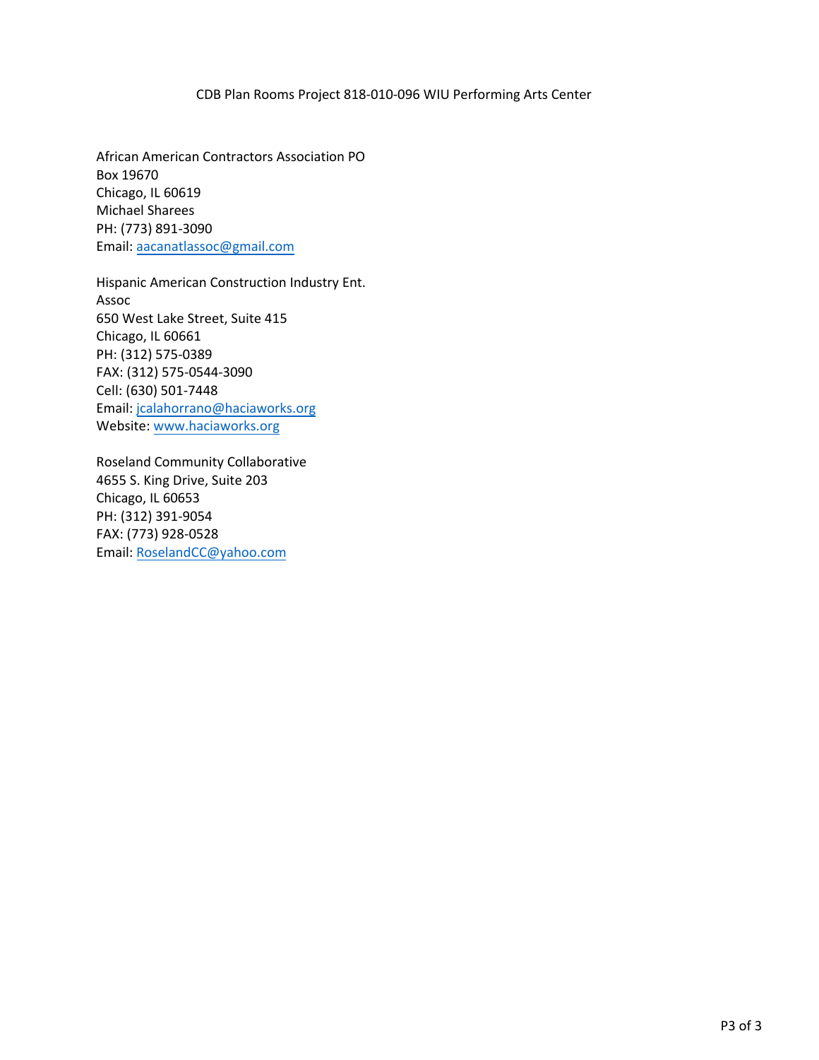CDB Plan Rooms Project 818-010-096 WIU Performing Arts Center

African American Contractors Association PO
Box 19670
Chicago, IL 60619
Michael Sharees
PH: (773) 891-3090
Email: aacanatlassoc@gmail.com

Hispanic American Construction Industry Ent.
Assoc
650 West Lake Street, Suite 415
Chicago, IL 60661
PH: (312) 575-0389
FAX: (312) 575-0544-3090
Cell: (630) 501-7448
Email: jcalahorrano@haciaworks.org
Website: www.haciaworks.org

Roseland Community Collaborative
4655 S. King Drive, Suite 203
Chicago, IL 60653
PH: (312) 391-9054
FAX: (773) 928-0528
Email: RoselandCC@yahoo.com